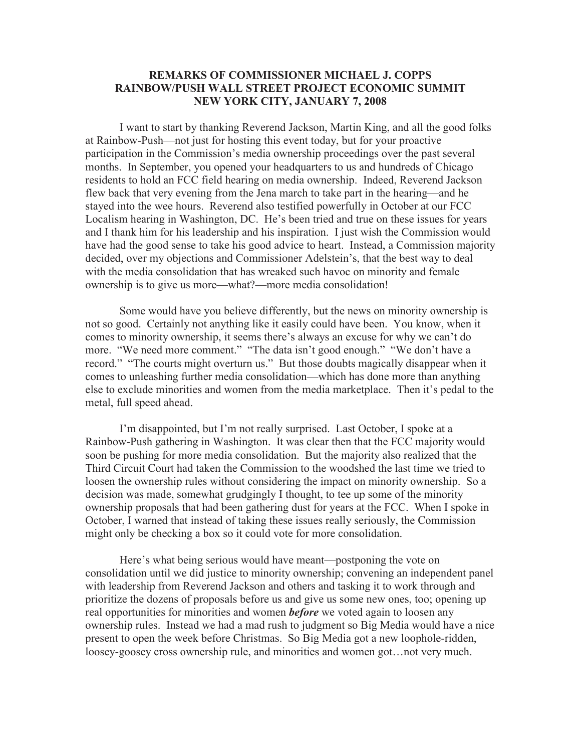# REMARKS OF COMMISSIONER MICHAEL J. COPPS
# RAINBOW/PUSH WALL STREET PROJECT ECONOMIC SUMMIT
# NEW YORK CITY, JANUARY 7, 2008

I want to start by thanking Reverend Jackson, Martin King, and all the good folks at Rainbow-Push—not just for hosting this event today, but for your proactive participation in the Commission's media ownership proceedings over the past several months. In September, you opened your headquarters to us and hundreds of Chicago residents to hold an FCC field hearing on media ownership. Indeed, Reverend Jackson flew back that very evening from the Jena march to take part in the hearing—and he stayed into the wee hours. Reverend also testified powerfully in October at our FCC Localism hearing in Washington, DC. He's been tried and true on these issues for years and I thank him for his leadership and his inspiration. I just wish the Commission would have had the good sense to take his good advice to heart. Instead, a Commission majority decided, over my objections and Commissioner Adelstein's, that the best way to deal with the media consolidation that has wreaked such havoc on minority and female ownership is to give us more—what?—more media consolidation!

Some would have you believe differently, but the news on minority ownership is not so good. Certainly not anything like it easily could have been. You know, when it comes to minority ownership, it seems there's always an excuse for why we can't do more. "We need more comment." "The data isn't good enough." "We don't have a record." "The courts might overturn us." But those doubts magically disappear when it comes to unleashing further media consolidation—which has done more than anything else to exclude minorities and women from the media marketplace. Then it's pedal to the metal, full speed ahead.

I'm disappointed, but I'm not really surprised. Last October, I spoke at a Rainbow-Push gathering in Washington. It was clear then that the FCC majority would soon be pushing for more media consolidation. But the majority also realized that the Third Circuit Court had taken the Commission to the woodshed the last time we tried to loosen the ownership rules without considering the impact on minority ownership. So a decision was made, somewhat grudgingly I thought, to tee up some of the minority ownership proposals that had been gathering dust for years at the FCC. When I spoke in October, I warned that instead of taking these issues really seriously, the Commission might only be checking a box so it could vote for more consolidation.

Here's what being serious would have meant—postponing the vote on consolidation until we did justice to minority ownership; convening an independent panel with leadership from Reverend Jackson and others and tasking it to work through and prioritize the dozens of proposals before us and give us some new ones, too; opening up real opportunities for minorities and women ***before*** we voted again to loosen any ownership rules. Instead we had a mad rush to judgment so Big Media would have a nice present to open the week before Christmas. So Big Media got a new loophole-ridden, loosey-goosey cross ownership rule, and minorities and women got…not very much.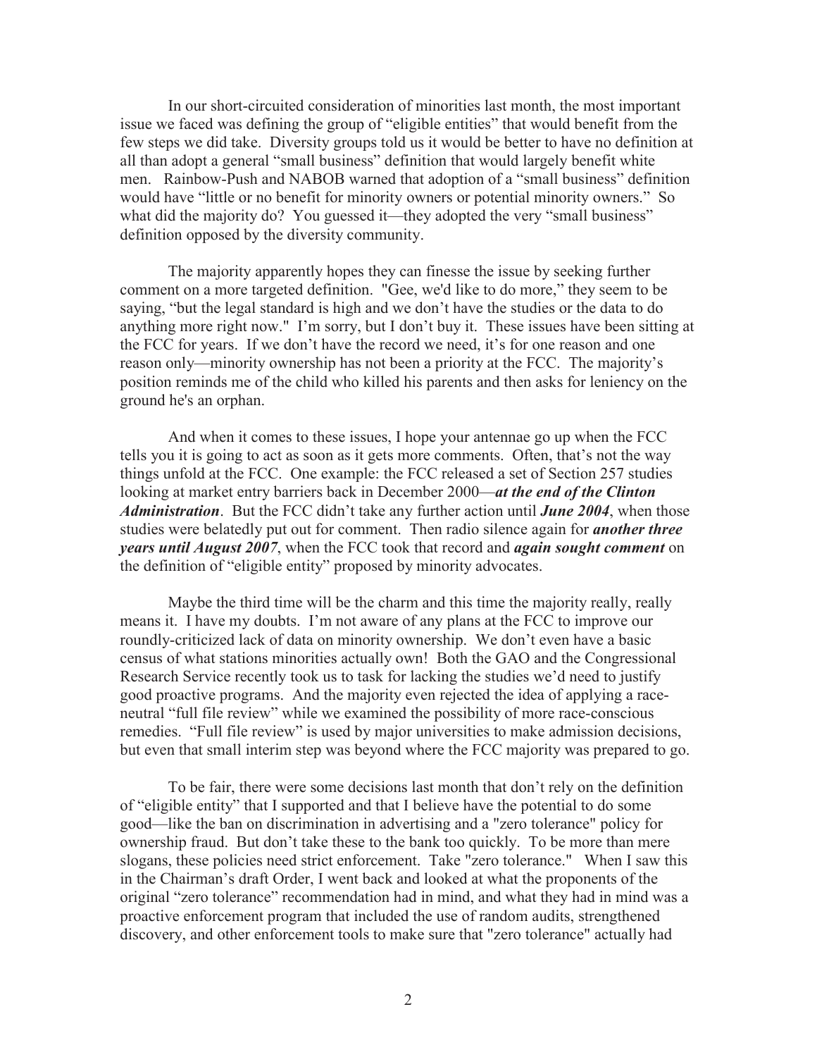In our short-circuited consideration of minorities last month, the most important issue we faced was defining the group of "eligible entities" that would benefit from the few steps we did take. Diversity groups told us it would be better to have no definition at all than adopt a general "small business" definition that would largely benefit white men. Rainbow-Push and NABOB warned that adoption of a "small business" definition would have "little or no benefit for minority owners or potential minority owners." So what did the majority do? You guessed it—they adopted the very "small business" definition opposed by the diversity community.

The majority apparently hopes they can finesse the issue by seeking further comment on a more targeted definition. "Gee, we'd like to do more," they seem to be saying, "but the legal standard is high and we don't have the studies or the data to do anything more right now." I'm sorry, but I don't buy it. These issues have been sitting at the FCC for years. If we don't have the record we need, it's for one reason and one reason only—minority ownership has not been a priority at the FCC. The majority's position reminds me of the child who killed his parents and then asks for leniency on the ground he's an orphan.

And when it comes to these issues, I hope your antennae go up when the FCC tells you it is going to act as soon as it gets more comments. Often, that's not the way things unfold at the FCC. One example: the FCC released a set of Section 257 studies looking at market entry barriers back in December 2000—***at the end of the Clinton Administration***. But the FCC didn't take any further action until ***June 2004***, when those studies were belatedly put out for comment. Then radio silence again for ***another three years until August 2007***, when the FCC took that record and ***again sought comment*** on the definition of "eligible entity" proposed by minority advocates.

Maybe the third time will be the charm and this time the majority really, really means it. I have my doubts. I'm not aware of any plans at the FCC to improve our roundly-criticized lack of data on minority ownership. We don't even have a basic census of what stations minorities actually own! Both the GAO and the Congressional Research Service recently took us to task for lacking the studies we'd need to justify good proactive programs. And the majority even rejected the idea of applying a race-neutral "full file review" while we examined the possibility of more race-conscious remedies. "Full file review" is used by major universities to make admission decisions, but even that small interim step was beyond where the FCC majority was prepared to go.

To be fair, there were some decisions last month that don't rely on the definition of "eligible entity" that I supported and that I believe have the potential to do some good—like the ban on discrimination in advertising and a "zero tolerance" policy for ownership fraud. But don't take these to the bank too quickly. To be more than mere slogans, these policies need strict enforcement. Take "zero tolerance." When I saw this in the Chairman's draft Order, I went back and looked at what the proponents of the original "zero tolerance" recommendation had in mind, and what they had in mind was a proactive enforcement program that included the use of random audits, strengthened discovery, and other enforcement tools to make sure that "zero tolerance" actually had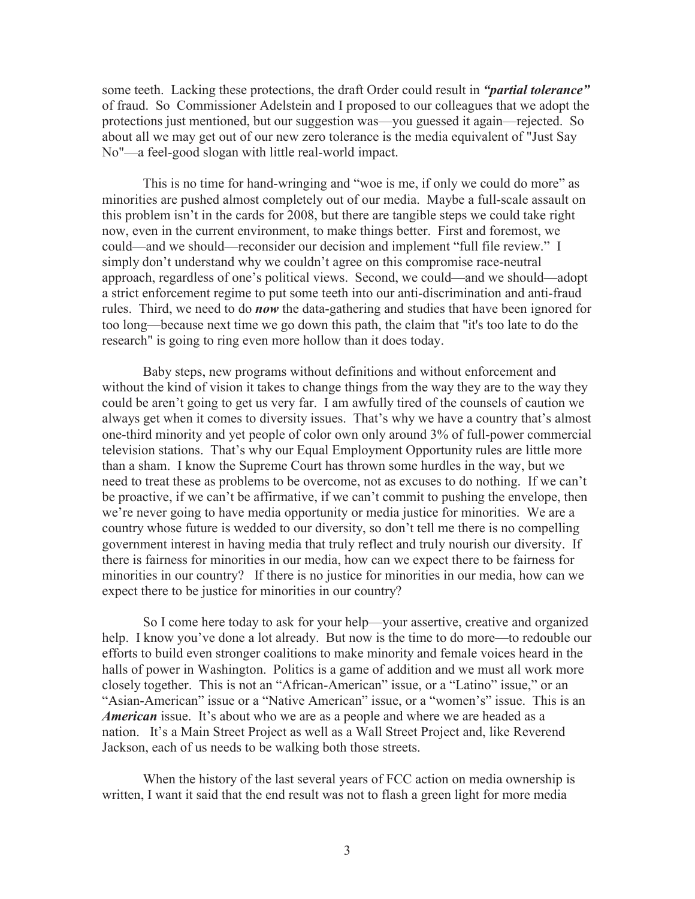some teeth. Lacking these protections, the draft Order could result in ***"partial tolerance"*** of fraud. So Commissioner Adelstein and I proposed to our colleagues that we adopt the protections just mentioned, but our suggestion was—you guessed it again—rejected. So about all we may get out of our new zero tolerance is the media equivalent of "Just Say No"—a feel-good slogan with little real-world impact.

This is no time for hand-wringing and "woe is me, if only we could do more" as minorities are pushed almost completely out of our media. Maybe a full-scale assault on this problem isn't in the cards for 2008, but there are tangible steps we could take right now, even in the current environment, to make things better. First and foremost, we could—and we should—reconsider our decision and implement "full file review." I simply don't understand why we couldn't agree on this compromise race-neutral approach, regardless of one's political views. Second, we could—and we should—adopt a strict enforcement regime to put some teeth into our anti-discrimination and anti-fraud rules. Third, we need to do ***now*** the data-gathering and studies that have been ignored for too long—because next time we go down this path, the claim that "it's too late to do the research" is going to ring even more hollow than it does today.

Baby steps, new programs without definitions and without enforcement and without the kind of vision it takes to change things from the way they are to the way they could be aren't going to get us very far. I am awfully tired of the counsels of caution we always get when it comes to diversity issues. That's why we have a country that's almost one-third minority and yet people of color own only around 3% of full-power commercial television stations. That's why our Equal Employment Opportunity rules are little more than a sham. I know the Supreme Court has thrown some hurdles in the way, but we need to treat these as problems to be overcome, not as excuses to do nothing. If we can't be proactive, if we can't be affirmative, if we can't commit to pushing the envelope, then we're never going to have media opportunity or media justice for minorities. We are a country whose future is wedded to our diversity, so don't tell me there is no compelling government interest in having media that truly reflect and truly nourish our diversity. If there is fairness for minorities in our media, how can we expect there to be fairness for minorities in our country? If there is no justice for minorities in our media, how can we expect there to be justice for minorities in our country?

So I come here today to ask for your help—your assertive, creative and organized help. I know you've done a lot already. But now is the time to do more—to redouble our efforts to build even stronger coalitions to make minority and female voices heard in the halls of power in Washington. Politics is a game of addition and we must all work more closely together. This is not an "African-American" issue, or a "Latino" issue," or an "Asian-American" issue or a "Native American" issue, or a "women's" issue. This is an ***American*** issue. It's about who we are as a people and where we are headed as a nation. It's a Main Street Project as well as a Wall Street Project and, like Reverend Jackson, each of us needs to be walking both those streets.

When the history of the last several years of FCC action on media ownership is written, I want it said that the end result was not to flash a green light for more media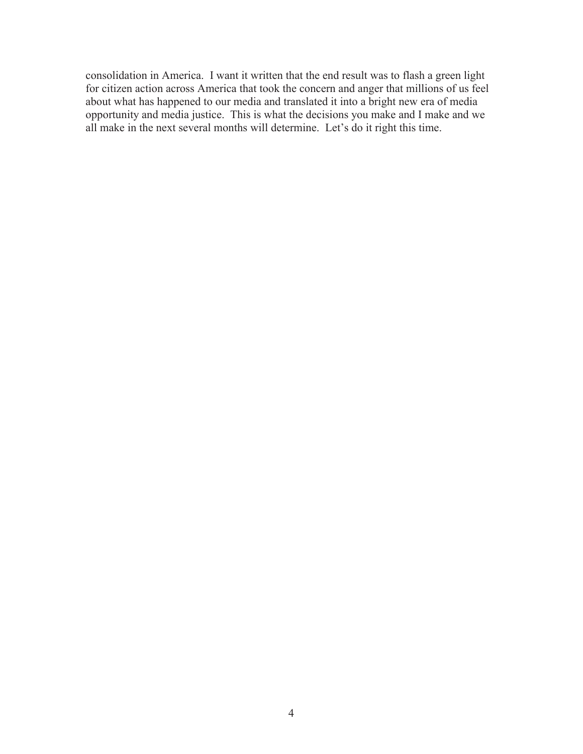consolidation in America. I want it written that the end result was to flash a green light for citizen action across America that took the concern and anger that millions of us feel about what has happened to our media and translated it into a bright new era of media opportunity and media justice. This is what the decisions you make and I make and we all make in the next several months will determine. Let's do it right this time.